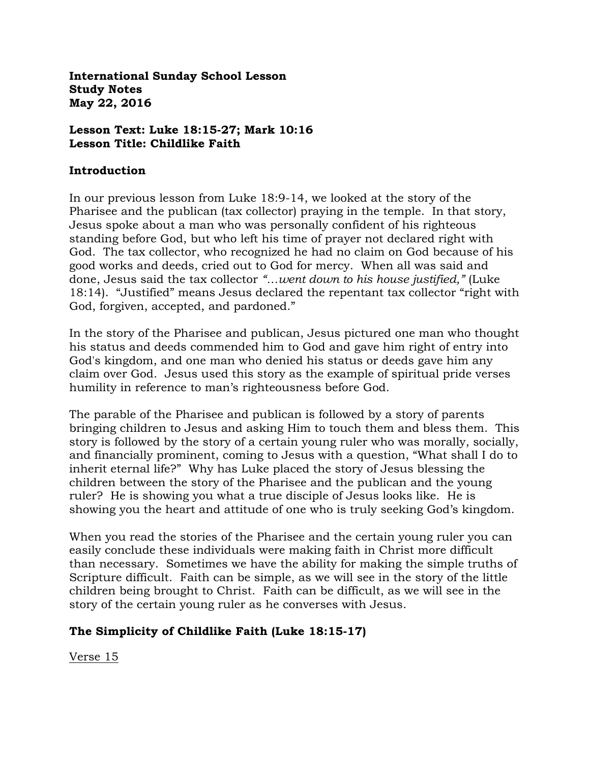**International Sunday School Lesson**
**Study Notes**
**May 22, 2016**

**Lesson Text: Luke 18:15-27; Mark 10:16**
**Lesson Title: Childlike Faith**

## Introduction

In our previous lesson from Luke 18:9-14, we looked at the story of the Pharisee and the publican (tax collector) praying in the temple. In that story, Jesus spoke about a man who was personally confident of his righteous standing before God, but who left his time of prayer not declared right with God. The tax collector, who recognized he had no claim on God because of his good works and deeds, cried out to God for mercy. When all was said and done, Jesus said the tax collector *"…went down to his house justified,"* (Luke 18:14). "Justified" means Jesus declared the repentant tax collector "right with God, forgiven, accepted, and pardoned."

In the story of the Pharisee and publican, Jesus pictured one man who thought his status and deeds commended him to God and gave him right of entry into God's kingdom, and one man who denied his status or deeds gave him any claim over God. Jesus used this story as the example of spiritual pride verses humility in reference to man's righteousness before God.

The parable of the Pharisee and publican is followed by a story of parents bringing children to Jesus and asking Him to touch them and bless them. This story is followed by the story of a certain young ruler who was morally, socially, and financially prominent, coming to Jesus with a question, "What shall I do to inherit eternal life?" Why has Luke placed the story of Jesus blessing the children between the story of the Pharisee and the publican and the young ruler? He is showing you what a true disciple of Jesus looks like. He is showing you the heart and attitude of one who is truly seeking God's kingdom.

When you read the stories of the Pharisee and the certain young ruler you can easily conclude these individuals were making faith in Christ more difficult than necessary. Sometimes we have the ability for making the simple truths of Scripture difficult. Faith can be simple, as we will see in the story of the little children being brought to Christ. Faith can be difficult, as we will see in the story of the certain young ruler as he converses with Jesus.

## The Simplicity of Childlike Faith (Luke 18:15-17)

<u>Verse 15</u>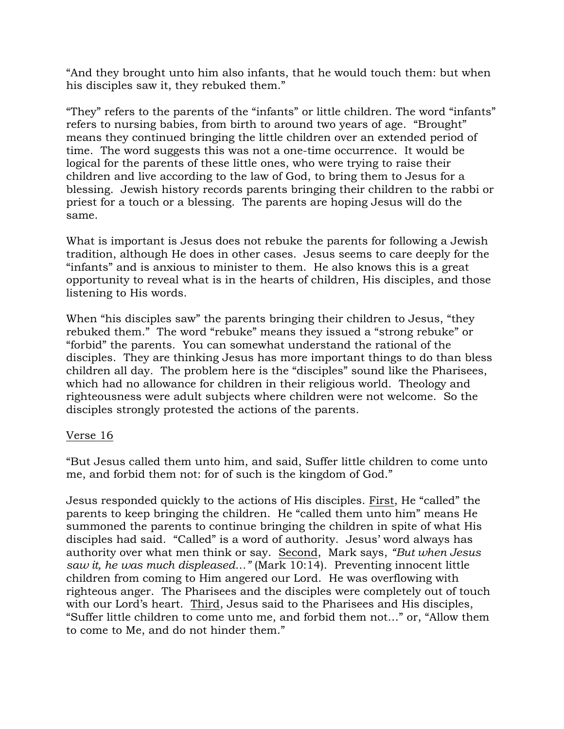"And they brought unto him also infants, that he would touch them: but when his disciples saw it, they rebuked them."

"They" refers to the parents of the "infants" or little children. The word "infants" refers to nursing babies, from birth to around two years of age. "Brought" means they continued bringing the little children over an extended period of time. The word suggests this was not a one-time occurrence. It would be logical for the parents of these little ones, who were trying to raise their children and live according to the law of God, to bring them to Jesus for a blessing. Jewish history records parents bringing their children to the rabbi or priest for a touch or a blessing. The parents are hoping Jesus will do the same.

What is important is Jesus does not rebuke the parents for following a Jewish tradition, although He does in other cases. Jesus seems to care deeply for the "infants" and is anxious to minister to them. He also knows this is a great opportunity to reveal what is in the hearts of children, His disciples, and those listening to His words.

When "his disciples saw" the parents bringing their children to Jesus, "they rebuked them." The word "rebuke" means they issued a "strong rebuke" or "forbid" the parents. You can somewhat understand the rational of the disciples. They are thinking Jesus has more important things to do than bless children all day. The problem here is the "disciples" sound like the Pharisees, which had no allowance for children in their religious world. Theology and righteousness were adult subjects where children were not welcome. So the disciples strongly protested the actions of the parents.

<u>Verse 16</u>

"But Jesus called them unto him, and said, Suffer little children to come unto me, and forbid them not: for of such is the kingdom of God."

Jesus responded quickly to the actions of His disciples. <u>First</u>, He "called" the parents to keep bringing the children. He "called them unto him" means He summoned the parents to continue bringing the children in spite of what His disciples had said. "Called" is a word of authority. Jesus' word always has authority over what men think or say. <u>Second</u>, Mark says, *"But when Jesus saw it, he was much displeased…"* (Mark 10:14). Preventing innocent little children from coming to Him angered our Lord. He was overflowing with righteous anger. The Pharisees and the disciples were completely out of touch with our Lord's heart. <u>Third</u>, Jesus said to the Pharisees and His disciples, "Suffer little children to come unto me, and forbid them not…" or, "Allow them to come to Me, and do not hinder them."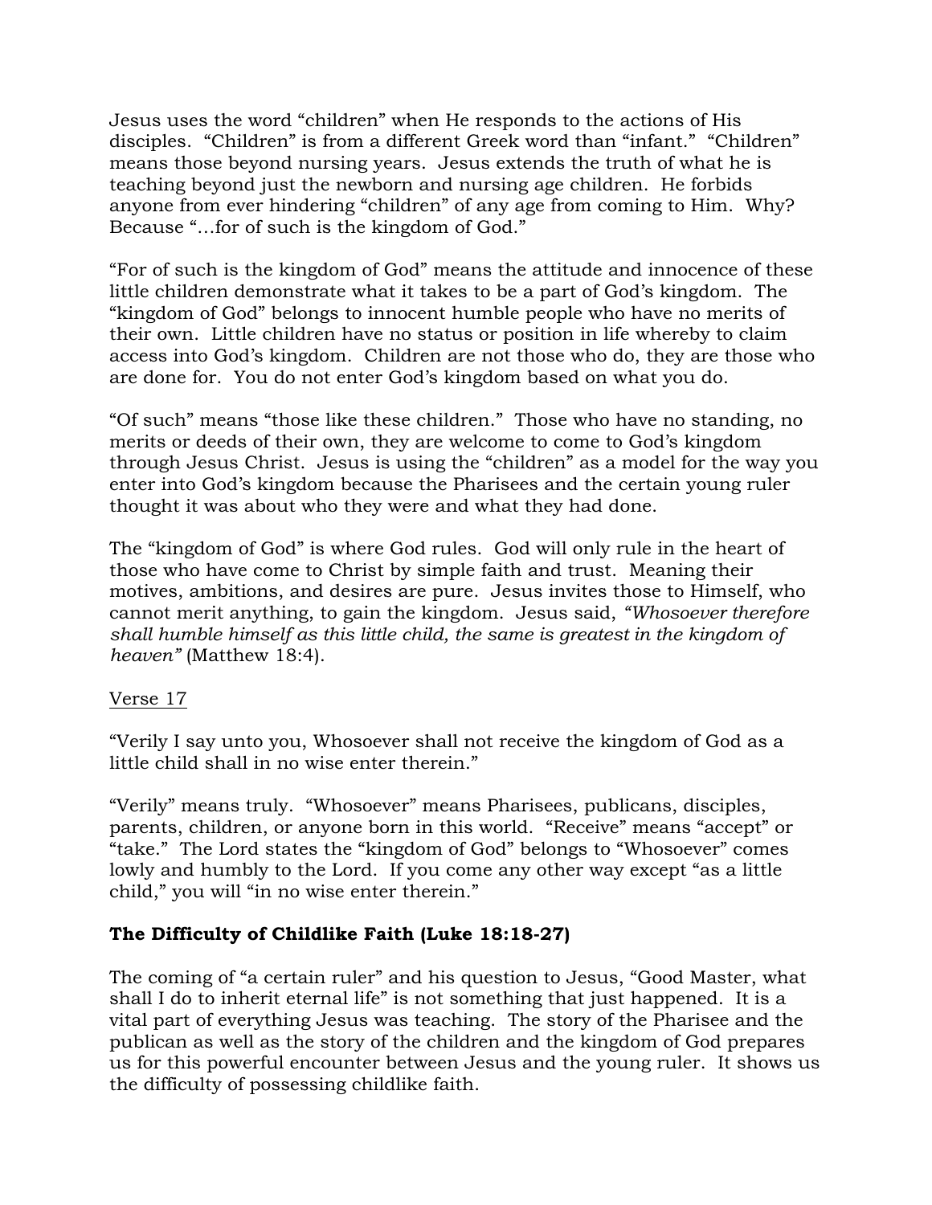Jesus uses the word “children” when He responds to the actions of His disciples. “Children” is from a different Greek word than “infant.” “Children” means those beyond nursing years. Jesus extends the truth of what he is teaching beyond just the newborn and nursing age children. He forbids anyone from ever hindering “children” of any age from coming to Him. Why? Because “…for of such is the kingdom of God.”

“For of such is the kingdom of God” means the attitude and innocence of these little children demonstrate what it takes to be a part of God’s kingdom. The “kingdom of God” belongs to innocent humble people who have no merits of their own. Little children have no status or position in life whereby to claim access into God’s kingdom. Children are not those who do, they are those who are done for. You do not enter God’s kingdom based on what you do.

“Of such” means “those like these children.” Those who have no standing, no merits or deeds of their own, they are welcome to come to God’s kingdom through Jesus Christ. Jesus is using the “children” as a model for the way you enter into God’s kingdom because the Pharisees and the certain young ruler thought it was about who they were and what they had done.

The “kingdom of God” is where God rules. God will only rule in the heart of those who have come to Christ by simple faith and trust. Meaning their motives, ambitions, and desires are pure. Jesus invites those to Himself, who cannot merit anything, to gain the kingdom. Jesus said, *“Whosoever therefore shall humble himself as this little child, the same is greatest in the kingdom of heaven”* (Matthew 18:4).

<u>Verse 17</u>

“Verily I say unto you, Whosoever shall not receive the kingdom of God as a little child shall in no wise enter therein.”

“Verily” means truly. “Whosoever” means Pharisees, publicans, disciples, parents, children, or anyone born in this world. “Receive” means “accept” or “take.” The Lord states the “kingdom of God” belongs to “Whosoever” comes lowly and humbly to the Lord. If you come any other way except “as a little child,” you will “in no wise enter therein.”

**The Difficulty of Childlike Faith (Luke 18:18-27)**

The coming of “a certain ruler” and his question to Jesus, “Good Master, what shall I do to inherit eternal life” is not something that just happened. It is a vital part of everything Jesus was teaching. The story of the Pharisee and the publican as well as the story of the children and the kingdom of God prepares us for this powerful encounter between Jesus and the young ruler. It shows us the difficulty of possessing childlike faith.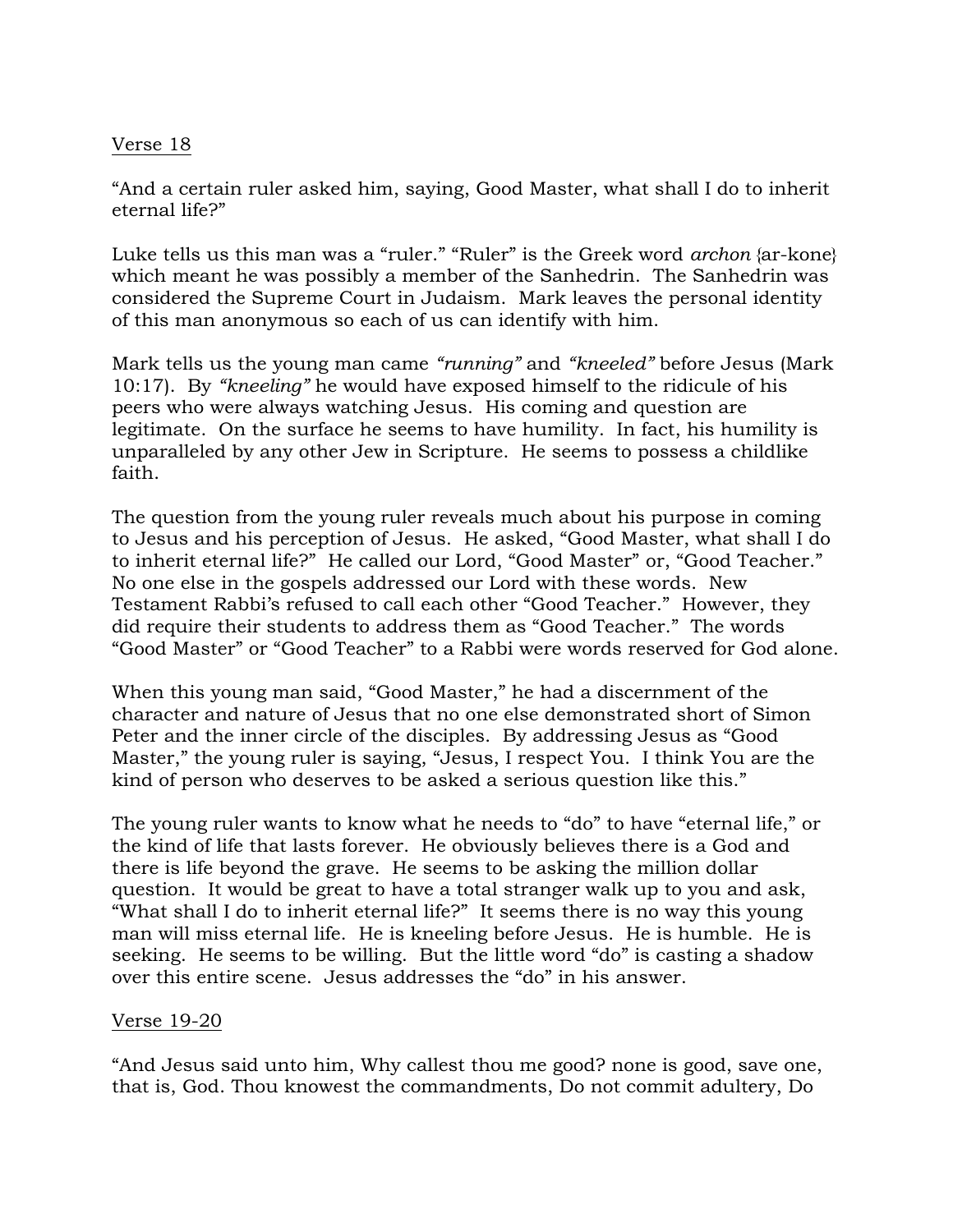Verse 18

"And a certain ruler asked him, saying, Good Master, what shall I do to inherit eternal life?"

Luke tells us this man was a "ruler." "Ruler" is the Greek word *archon* {ar-kone} which meant he was possibly a member of the Sanhedrin. The Sanhedrin was considered the Supreme Court in Judaism. Mark leaves the personal identity of this man anonymous so each of us can identify with him.

Mark tells us the young man came *"running"* and *"kneeled"* before Jesus (Mark 10:17). By *"kneeling"* he would have exposed himself to the ridicule of his peers who were always watching Jesus. His coming and question are legitimate. On the surface he seems to have humility. In fact, his humility is unparalleled by any other Jew in Scripture. He seems to possess a childlike faith.

The question from the young ruler reveals much about his purpose in coming to Jesus and his perception of Jesus. He asked, "Good Master, what shall I do to inherit eternal life?" He called our Lord, "Good Master" or, "Good Teacher." No one else in the gospels addressed our Lord with these words. New Testament Rabbi's refused to call each other "Good Teacher." However, they did require their students to address them as "Good Teacher." The words "Good Master" or "Good Teacher" to a Rabbi were words reserved for God alone.

When this young man said, "Good Master," he had a discernment of the character and nature of Jesus that no one else demonstrated short of Simon Peter and the inner circle of the disciples. By addressing Jesus as "Good Master," the young ruler is saying, "Jesus, I respect You. I think You are the kind of person who deserves to be asked a serious question like this."

The young ruler wants to know what he needs to "do" to have "eternal life," or the kind of life that lasts forever. He obviously believes there is a God and there is life beyond the grave. He seems to be asking the million dollar question. It would be great to have a total stranger walk up to you and ask, "What shall I do to inherit eternal life?" It seems there is no way this young man will miss eternal life. He is kneeling before Jesus. He is humble. He is seeking. He seems to be willing. But the little word "do" is casting a shadow over this entire scene. Jesus addresses the "do" in his answer.

Verse 19-20

"And Jesus said unto him, Why callest thou me good? none is good, save one, that is, God. Thou knowest the commandments, Do not commit adultery, Do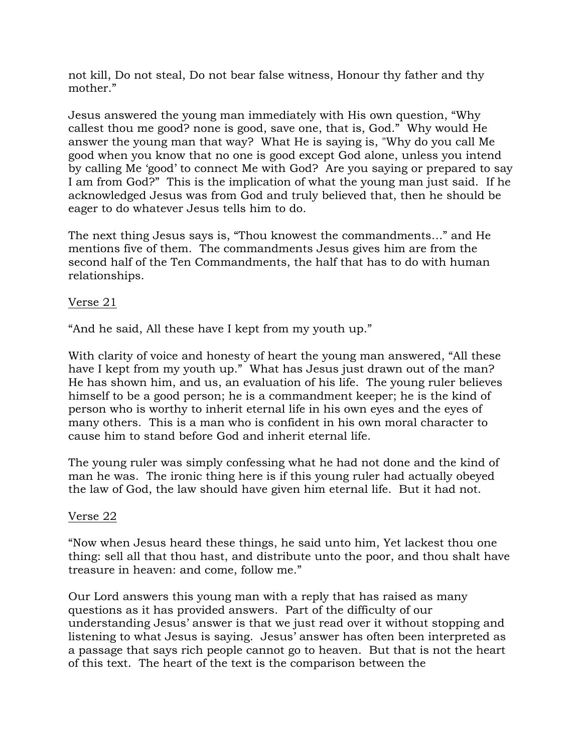not kill, Do not steal, Do not bear false witness, Honour thy father and thy mother."

Jesus answered the young man immediately with His own question, "Why callest thou me good? none is good, save one, that is, God." Why would He answer the young man that way? What He is saying is, "Why do you call Me good when you know that no one is good except God alone, unless you intend by calling Me 'good' to connect Me with God? Are you saying or prepared to say I am from God?" This is the implication of what the young man just said. If he acknowledged Jesus was from God and truly believed that, then he should be eager to do whatever Jesus tells him to do.

The next thing Jesus says is, "Thou knowest the commandments…" and He mentions five of them. The commandments Jesus gives him are from the second half of the Ten Commandments, the half that has to do with human relationships.

<u>Verse 21</u>

"And he said, All these have I kept from my youth up."

With clarity of voice and honesty of heart the young man answered, "All these have I kept from my youth up." What has Jesus just drawn out of the man? He has shown him, and us, an evaluation of his life. The young ruler believes himself to be a good person; he is a commandment keeper; he is the kind of person who is worthy to inherit eternal life in his own eyes and the eyes of many others. This is a man who is confident in his own moral character to cause him to stand before God and inherit eternal life.

The young ruler was simply confessing what he had not done and the kind of man he was. The ironic thing here is if this young ruler had actually obeyed the law of God, the law should have given him eternal life. But it had not.

<u>Verse 22</u>

"Now when Jesus heard these things, he said unto him, Yet lackest thou one thing: sell all that thou hast, and distribute unto the poor, and thou shalt have treasure in heaven: and come, follow me."

Our Lord answers this young man with a reply that has raised as many questions as it has provided answers. Part of the difficulty of our understanding Jesus' answer is that we just read over it without stopping and listening to what Jesus is saying. Jesus' answer has often been interpreted as a passage that says rich people cannot go to heaven. But that is not the heart of this text. The heart of the text is the comparison between the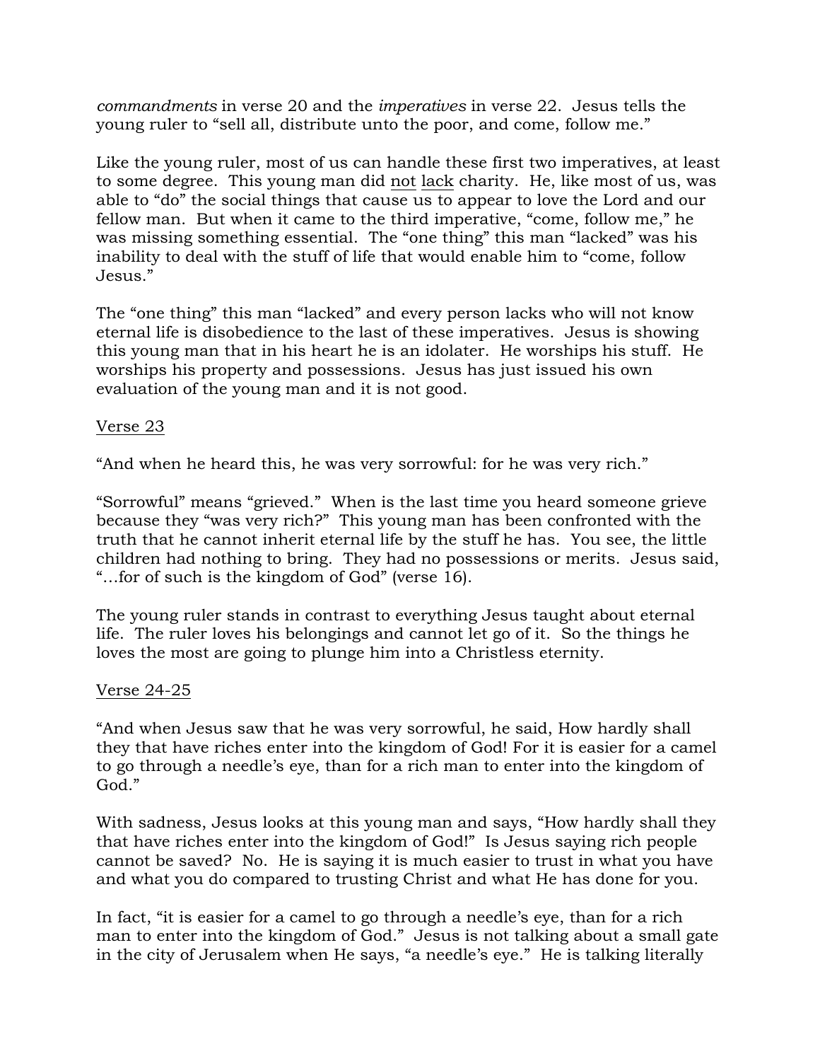*commandments* in verse 20 and the *imperatives* in verse 22. Jesus tells the young ruler to "sell all, distribute unto the poor, and come, follow me."

Like the young ruler, most of us can handle these first two imperatives, at least to some degree. This young man did <u>not</u> <u>lack</u> charity. He, like most of us, was able to "do" the social things that cause us to appear to love the Lord and our fellow man. But when it came to the third imperative, "come, follow me," he was missing something essential. The "one thing" this man "lacked" was his inability to deal with the stuff of life that would enable him to "come, follow Jesus."

The "one thing" this man "lacked" and every person lacks who will not know eternal life is disobedience to the last of these imperatives. Jesus is showing this young man that in his heart he is an idolater. He worships his stuff. He worships his property and possessions. Jesus has just issued his own evaluation of the young man and it is not good.

<u>Verse 23</u>

"And when he heard this, he was very sorrowful: for he was very rich."

"Sorrowful" means "grieved." When is the last time you heard someone grieve because they "was very rich?" This young man has been confronted with the truth that he cannot inherit eternal life by the stuff he has. You see, the little children had nothing to bring. They had no possessions or merits. Jesus said, "…for of such is the kingdom of God" (verse 16).

The young ruler stands in contrast to everything Jesus taught about eternal life. The ruler loves his belongings and cannot let go of it. So the things he loves the most are going to plunge him into a Christless eternity.

<u>Verse 24-25</u>

"And when Jesus saw that he was very sorrowful, he said, How hardly shall they that have riches enter into the kingdom of God! For it is easier for a camel to go through a needle's eye, than for a rich man to enter into the kingdom of God."

With sadness, Jesus looks at this young man and says, "How hardly shall they that have riches enter into the kingdom of God!" Is Jesus saying rich people cannot be saved? No. He is saying it is much easier to trust in what you have and what you do compared to trusting Christ and what He has done for you.

In fact, "it is easier for a camel to go through a needle's eye, than for a rich man to enter into the kingdom of God." Jesus is not talking about a small gate in the city of Jerusalem when He says, "a needle's eye." He is talking literally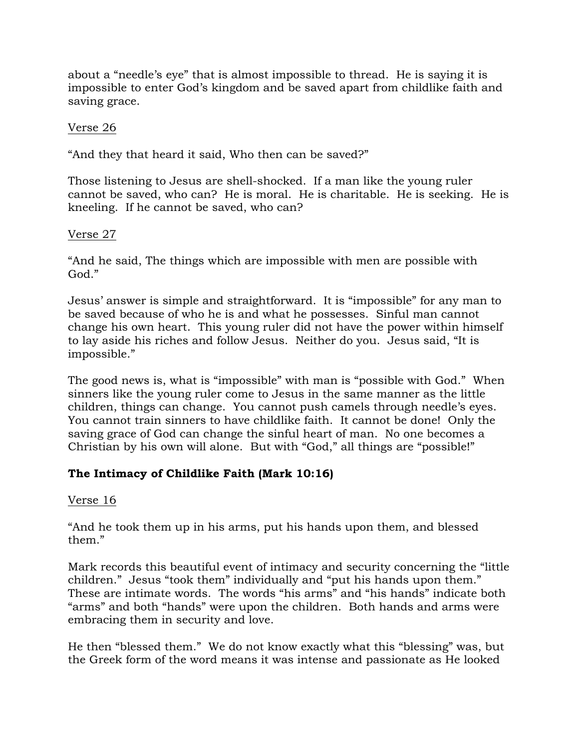about a “needle’s eye” that is almost impossible to thread. He is saying it is impossible to enter God’s kingdom and be saved apart from childlike faith and saving grace.

Verse 26

“And they that heard it said, Who then can be saved?”

Those listening to Jesus are shell-shocked. If a man like the young ruler cannot be saved, who can? He is moral. He is charitable. He is seeking. He is kneeling. If he cannot be saved, who can?

Verse 27

“And he said, The things which are impossible with men are possible with God.”

Jesus’ answer is simple and straightforward. It is “impossible” for any man to be saved because of who he is and what he possesses. Sinful man cannot change his own heart. This young ruler did not have the power within himself to lay aside his riches and follow Jesus. Neither do you. Jesus said, “It is impossible.”

The good news is, what is “impossible” with man is “possible with God.” When sinners like the young ruler come to Jesus in the same manner as the little children, things can change. You cannot push camels through needle’s eyes. You cannot train sinners to have childlike faith. It cannot be done! Only the saving grace of God can change the sinful heart of man. No one becomes a Christian by his own will alone. But with “God,” all things are “possible!”

**The Intimacy of Childlike Faith (Mark 10:16)**

Verse 16

“And he took them up in his arms, put his hands upon them, and blessed them.”

Mark records this beautiful event of intimacy and security concerning the “little children.” Jesus “took them” individually and “put his hands upon them.” These are intimate words. The words “his arms” and “his hands” indicate both “arms” and both “hands” were upon the children. Both hands and arms were embracing them in security and love.

He then “blessed them.” We do not know exactly what this “blessing” was, but the Greek form of the word means it was intense and passionate as He looked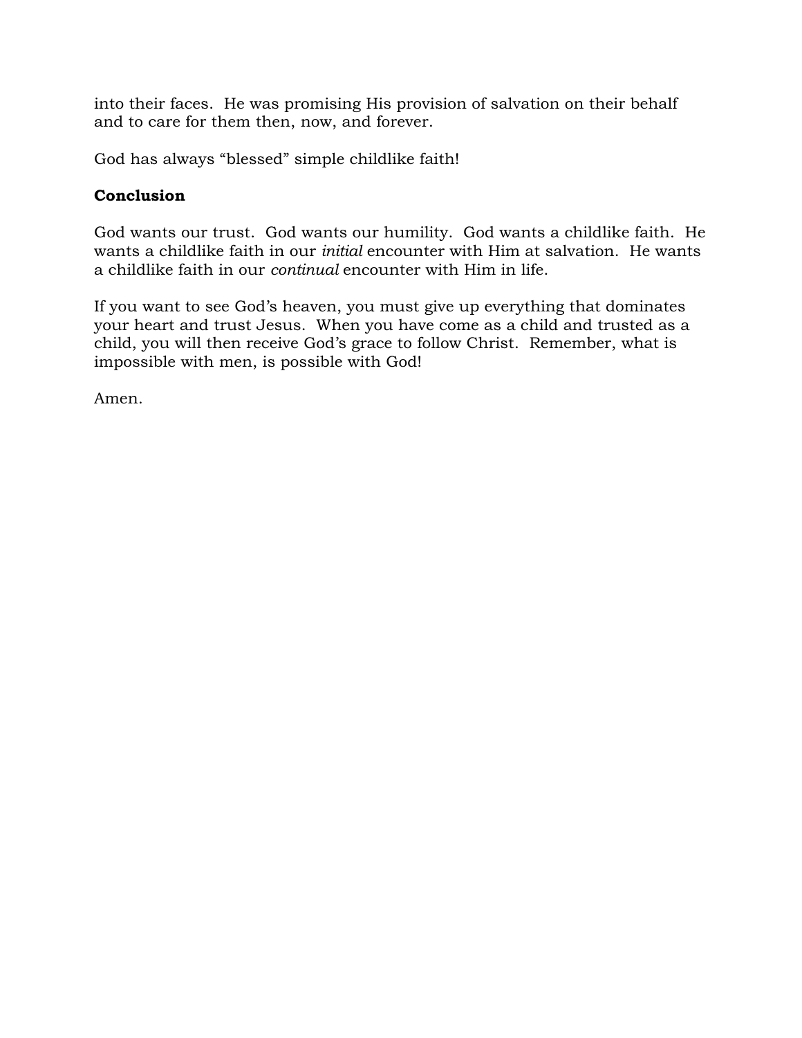into their faces. He was promising His provision of salvation on their behalf and to care for them then, now, and forever.

God has always “blessed” simple childlike faith!

**Conclusion**

God wants our trust. God wants our humility. God wants a childlike faith. He wants a childlike faith in our *initial* encounter with Him at salvation. He wants a childlike faith in our *continual* encounter with Him in life.

If you want to see God’s heaven, you must give up everything that dominates your heart and trust Jesus. When you have come as a child and trusted as a child, you will then receive God’s grace to follow Christ. Remember, what is impossible with men, is possible with God!

Amen.